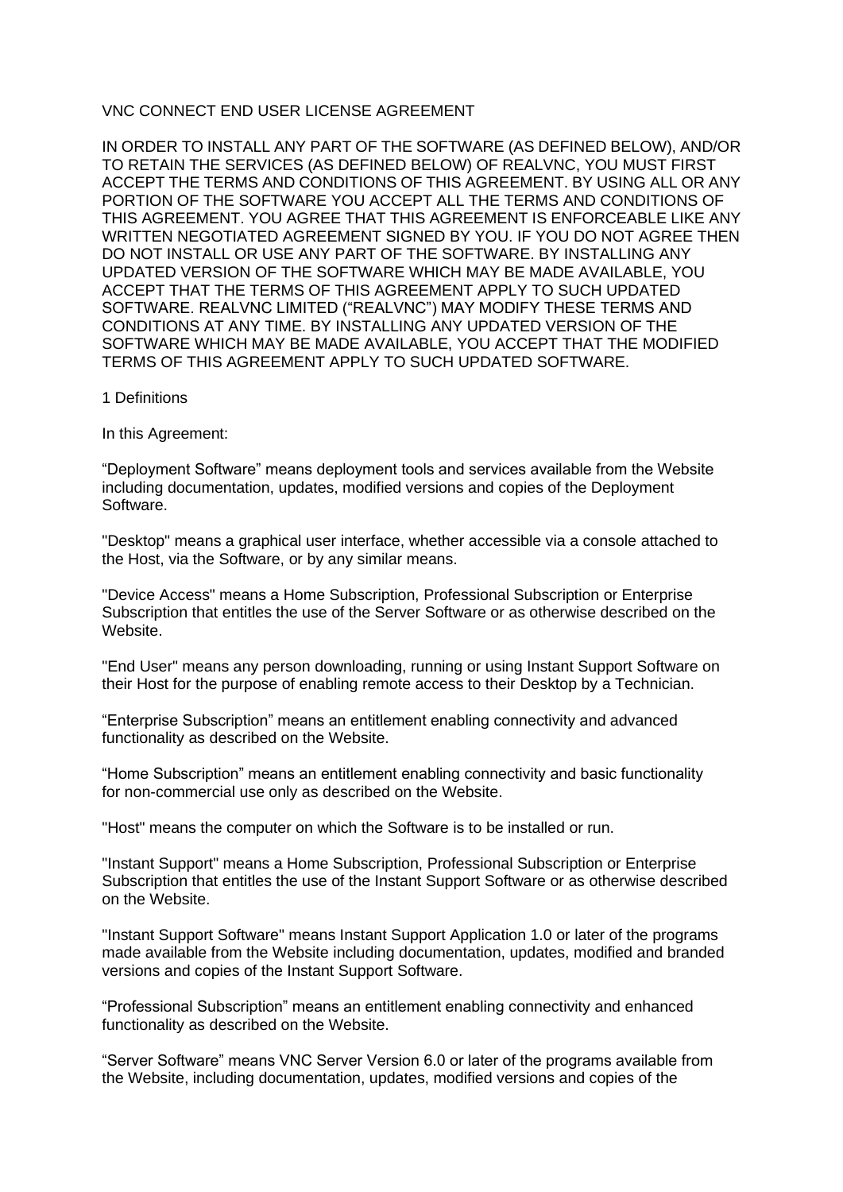# VNC CONNECT END USER LICENSE AGREEMENT

IN ORDER TO INSTALL ANY PART OF THE SOFTWARE (AS DEFINED BELOW), AND/OR TO RETAIN THE SERVICES (AS DEFINED BELOW) OF REALVNC, YOU MUST FIRST ACCEPT THE TERMS AND CONDITIONS OF THIS AGREEMENT. BY USING ALL OR ANY PORTION OF THE SOFTWARE YOU ACCEPT ALL THE TERMS AND CONDITIONS OF THIS AGREEMENT. YOU AGREE THAT THIS AGREEMENT IS ENFORCEABLE LIKE ANY WRITTEN NEGOTIATED AGREEMENT SIGNED BY YOU. IF YOU DO NOT AGREE THEN DO NOT INSTALL OR USE ANY PART OF THE SOFTWARE. BY INSTALLING ANY UPDATED VERSION OF THE SOFTWARE WHICH MAY BE MADE AVAILABLE, YOU ACCEPT THAT THE TERMS OF THIS AGREEMENT APPLY TO SUCH UPDATED SOFTWARE. REALVNC LIMITED ("REALVNC") MAY MODIFY THESE TERMS AND CONDITIONS AT ANY TIME. BY INSTALLING ANY UPDATED VERSION OF THE SOFTWARE WHICH MAY BE MADE AVAILABLE, YOU ACCEPT THAT THE MODIFIED TERMS OF THIS AGREEMENT APPLY TO SUCH UPDATED SOFTWARE.

## 1 Definitions

In this Agreement:

"Deployment Software" means deployment tools and services available from the Website including documentation, updates, modified versions and copies of the Deployment Software.

"Desktop" means a graphical user interface, whether accessible via a console attached to the Host, via the Software, or by any similar means.

"Device Access" means a Home Subscription, Professional Subscription or Enterprise Subscription that entitles the use of the Server Software or as otherwise described on the Website.

"End User" means any person downloading, running or using Instant Support Software on their Host for the purpose of enabling remote access to their Desktop by a Technician.

"Enterprise Subscription" means an entitlement enabling connectivity and advanced functionality as described on the Website.

"Home Subscription" means an entitlement enabling connectivity and basic functionality for non-commercial use only as described on the Website.

"Host" means the computer on which the Software is to be installed or run.

"Instant Support" means a Home Subscription, Professional Subscription or Enterprise Subscription that entitles the use of the Instant Support Software or as otherwise described on the Website.

"Instant Support Software" means Instant Support Application 1.0 or later of the programs made available from the Website including documentation, updates, modified and branded versions and copies of the Instant Support Software.

"Professional Subscription" means an entitlement enabling connectivity and enhanced functionality as described on the Website.

"Server Software" means VNC Server Version 6.0 or later of the programs available from the Website, including documentation, updates, modified versions and copies of the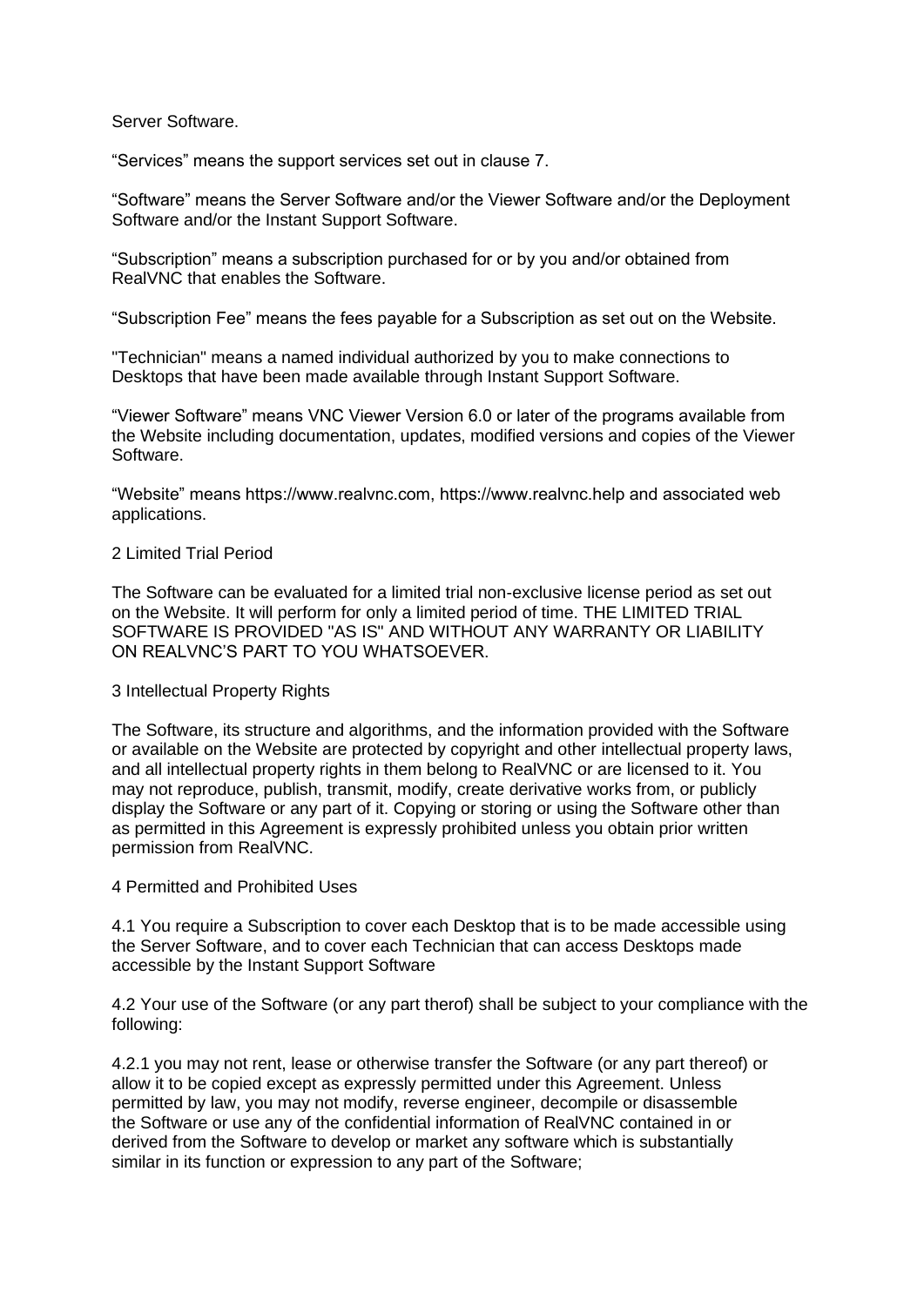Server Software.

“Services” means the support services set out in clause 7.

“Software” means the Server Software and/or the Viewer Software and/or the Deployment Software and/or the Instant Support Software.

“Subscription” means a subscription purchased for or by you and/or obtained from RealVNC that enables the Software.

“Subscription Fee” means the fees payable for a Subscription as set out on the Website.

"Technician" means a named individual authorized by you to make connections to Desktops that have been made available through Instant Support Software.

“Viewer Software” means VNC Viewer Version 6.0 or later of the programs available from the Website including documentation, updates, modified versions and copies of the Viewer Software.

“Website” means https://www.realvnc.com, https://www.realvnc.help and associated web applications.

## 2 Limited Trial Period

The Software can be evaluated for a limited trial non-exclusive license period as set out on the Website. It will perform for only a limited period of time. THE LIMITED TRIAL SOFTWARE IS PROVIDED "AS IS" AND WITHOUT ANY WARRANTY OR LIABILITY ON REALVNC’S PART TO YOU WHATSOEVER.

## 3 Intellectual Property Rights

The Software, its structure and algorithms, and the information provided with the Software or available on the Website are protected by copyright and other intellectual property laws, and all intellectual property rights in them belong to RealVNC or are licensed to it. You may not reproduce, publish, transmit, modify, create derivative works from, or publicly display the Software or any part of it. Copying or storing or using the Software other than as permitted in this Agreement is expressly prohibited unless you obtain prior written permission from RealVNC.

## 4 Permitted and Prohibited Uses

4.1 You require a Subscription to cover each Desktop that is to be made accessible using the Server Software, and to cover each Technician that can access Desktops made accessible by the Instant Support Software

4.2 Your use of the Software (or any part therof) shall be subject to your compliance with the following:

4.2.1 you may not rent, lease or otherwise transfer the Software (or any part thereof) or allow it to be copied except as expressly permitted under this Agreement. Unless permitted by law, you may not modify, reverse engineer, decompile or disassemble the Software or use any of the confidential information of RealVNC contained in or derived from the Software to develop or market any software which is substantially similar in its function or expression to any part of the Software;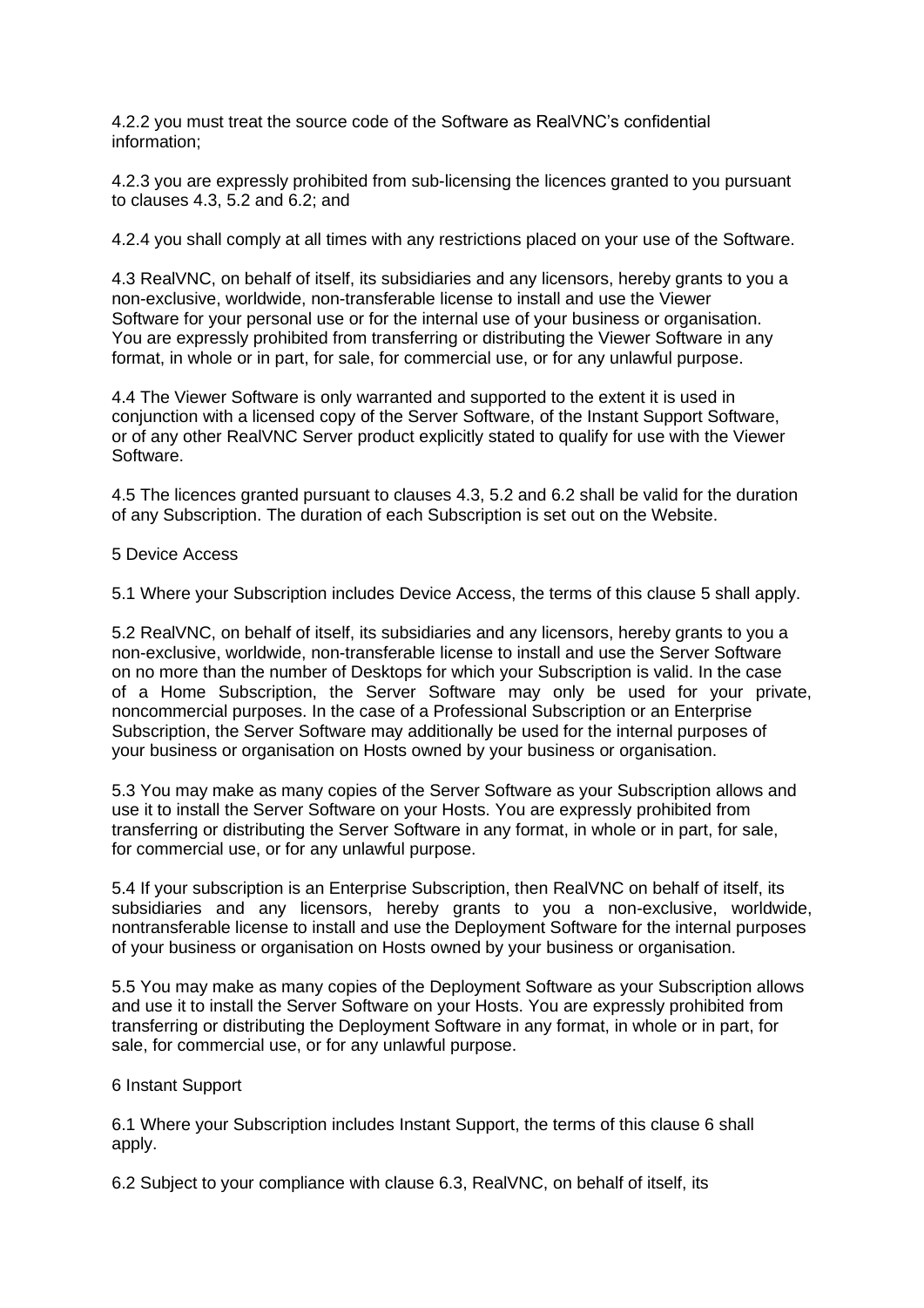4.2.2 you must treat the source code of the Software as RealVNC's confidential information;

4.2.3 you are expressly prohibited from sub-licensing the licences granted to you pursuant to clauses 4.3, 5.2 and 6.2; and

4.2.4 you shall comply at all times with any restrictions placed on your use of the Software.

4.3 RealVNC, on behalf of itself, its subsidiaries and any licensors, hereby grants to you a non-exclusive, worldwide, non-transferable license to install and use the Viewer Software for your personal use or for the internal use of your business or organisation. You are expressly prohibited from transferring or distributing the Viewer Software in any format, in whole or in part, for sale, for commercial use, or for any unlawful purpose.

4.4 The Viewer Software is only warranted and supported to the extent it is used in conjunction with a licensed copy of the Server Software, of the Instant Support Software, or of any other RealVNC Server product explicitly stated to qualify for use with the Viewer Software.

4.5 The licences granted pursuant to clauses 4.3, 5.2 and 6.2 shall be valid for the duration of any Subscription. The duration of each Subscription is set out on the Website.

## 5 Device Access

5.1 Where your Subscription includes Device Access, the terms of this clause 5 shall apply.

5.2 RealVNC, on behalf of itself, its subsidiaries and any licensors, hereby grants to you a non-exclusive, worldwide, non-transferable license to install and use the Server Software on no more than the number of Desktops for which your Subscription is valid. In the case of a Home Subscription, the Server Software may only be used for your private, noncommercial purposes. In the case of a Professional Subscription or an Enterprise Subscription, the Server Software may additionally be used for the internal purposes of your business or organisation on Hosts owned by your business or organisation.

5.3 You may make as many copies of the Server Software as your Subscription allows and use it to install the Server Software on your Hosts. You are expressly prohibited from transferring or distributing the Server Software in any format, in whole or in part, for sale, for commercial use, or for any unlawful purpose.

5.4 If your subscription is an Enterprise Subscription, then RealVNC on behalf of itself, its subsidiaries and any licensors, hereby grants to you a non-exclusive, worldwide, nontransferable license to install and use the Deployment Software for the internal purposes of your business or organisation on Hosts owned by your business or organisation.

5.5 You may make as many copies of the Deployment Software as your Subscription allows and use it to install the Server Software on your Hosts. You are expressly prohibited from transferring or distributing the Deployment Software in any format, in whole or in part, for sale, for commercial use, or for any unlawful purpose.

## 6 Instant Support

6.1 Where your Subscription includes Instant Support, the terms of this clause 6 shall apply.

6.2 Subject to your compliance with clause 6.3, RealVNC, on behalf of itself, its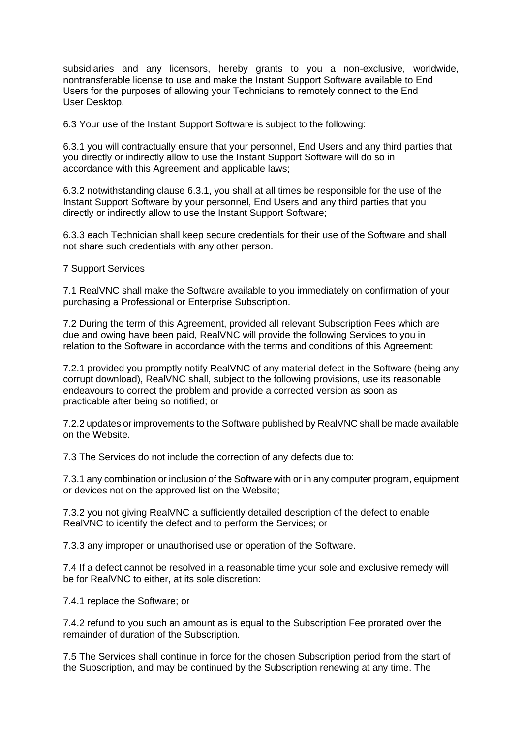subsidiaries and any licensors, hereby grants to you a non-exclusive, worldwide, nontransferable license to use and make the Instant Support Software available to End Users for the purposes of allowing your Technicians to remotely connect to the End User Desktop.

6.3 Your use of the Instant Support Software is subject to the following:

6.3.1 you will contractually ensure that your personnel, End Users and any third parties that you directly or indirectly allow to use the Instant Support Software will do so in accordance with this Agreement and applicable laws;

6.3.2 notwithstanding clause 6.3.1, you shall at all times be responsible for the use of the Instant Support Software by your personnel, End Users and any third parties that you directly or indirectly allow to use the Instant Support Software;

6.3.3 each Technician shall keep secure credentials for their use of the Software and shall not share such credentials with any other person.

7 Support Services

7.1 RealVNC shall make the Software available to you immediately on confirmation of your purchasing a Professional or Enterprise Subscription.

7.2 During the term of this Agreement, provided all relevant Subscription Fees which are due and owing have been paid, RealVNC will provide the following Services to you in relation to the Software in accordance with the terms and conditions of this Agreement:

7.2.1 provided you promptly notify RealVNC of any material defect in the Software (being any corrupt download), RealVNC shall, subject to the following provisions, use its reasonable endeavours to correct the problem and provide a corrected version as soon as practicable after being so notified; or

7.2.2 updates or improvements to the Software published by RealVNC shall be made available on the Website.

7.3 The Services do not include the correction of any defects due to:

7.3.1 any combination or inclusion of the Software with or in any computer program, equipment or devices not on the approved list on the Website;

7.3.2 you not giving RealVNC a sufficiently detailed description of the defect to enable RealVNC to identify the defect and to perform the Services; or

7.3.3 any improper or unauthorised use or operation of the Software.

7.4 If a defect cannot be resolved in a reasonable time your sole and exclusive remedy will be for RealVNC to either, at its sole discretion:

7.4.1 replace the Software; or

7.4.2 refund to you such an amount as is equal to the Subscription Fee prorated over the remainder of duration of the Subscription.

7.5 The Services shall continue in force for the chosen Subscription period from the start of the Subscription, and may be continued by the Subscription renewing at any time. The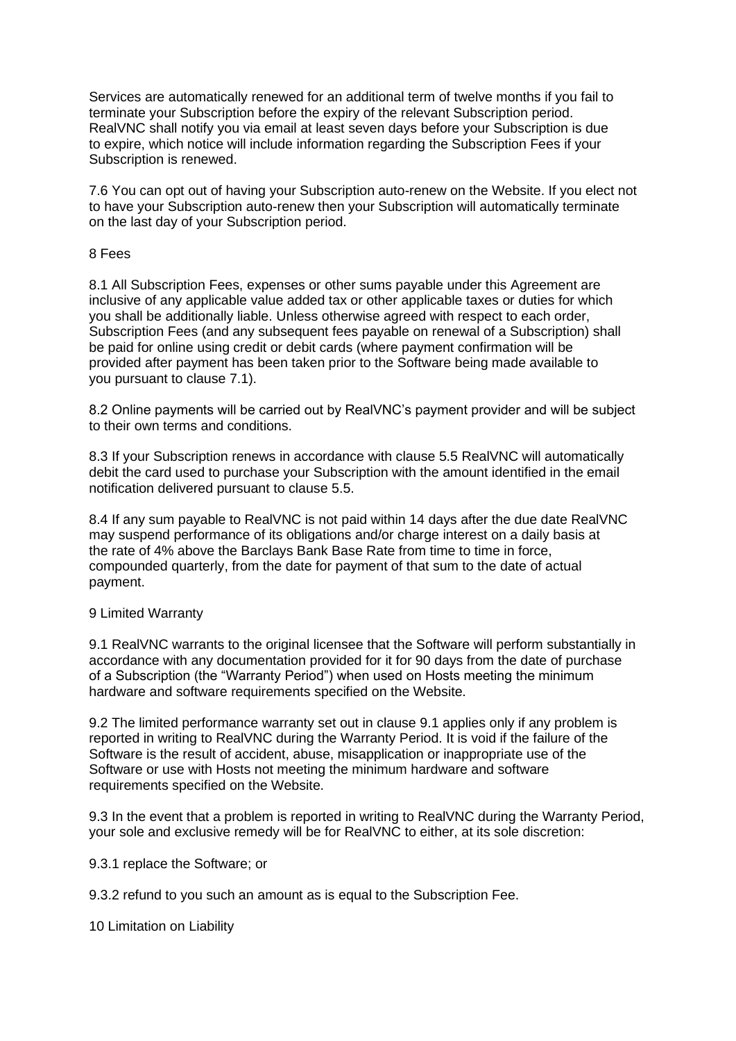Services are automatically renewed for an additional term of twelve months if you fail to terminate your Subscription before the expiry of the relevant Subscription period. RealVNC shall notify you via email at least seven days before your Subscription is due to expire, which notice will include information regarding the Subscription Fees if your Subscription is renewed.

7.6 You can opt out of having your Subscription auto-renew on the Website. If you elect not to have your Subscription auto-renew then your Subscription will automatically terminate on the last day of your Subscription period.

## 8 Fees

8.1 All Subscription Fees, expenses or other sums payable under this Agreement are inclusive of any applicable value added tax or other applicable taxes or duties for which you shall be additionally liable. Unless otherwise agreed with respect to each order, Subscription Fees (and any subsequent fees payable on renewal of a Subscription) shall be paid for online using credit or debit cards (where payment confirmation will be provided after payment has been taken prior to the Software being made available to you pursuant to clause 7.1).

8.2 Online payments will be carried out by RealVNC's payment provider and will be subject to their own terms and conditions.

8.3 If your Subscription renews in accordance with clause 5.5 RealVNC will automatically debit the card used to purchase your Subscription with the amount identified in the email notification delivered pursuant to clause 5.5.

8.4 If any sum payable to RealVNC is not paid within 14 days after the due date RealVNC may suspend performance of its obligations and/or charge interest on a daily basis at the rate of 4% above the Barclays Bank Base Rate from time to time in force, compounded quarterly, from the date for payment of that sum to the date of actual payment.

## 9 Limited Warranty

9.1 RealVNC warrants to the original licensee that the Software will perform substantially in accordance with any documentation provided for it for 90 days from the date of purchase of a Subscription (the "Warranty Period") when used on Hosts meeting the minimum hardware and software requirements specified on the Website.

9.2 The limited performance warranty set out in clause 9.1 applies only if any problem is reported in writing to RealVNC during the Warranty Period. It is void if the failure of the Software is the result of accident, abuse, misapplication or inappropriate use of the Software or use with Hosts not meeting the minimum hardware and software requirements specified on the Website.

9.3 In the event that a problem is reported in writing to RealVNC during the Warranty Period, your sole and exclusive remedy will be for RealVNC to either, at its sole discretion:

9.3.1 replace the Software; or

9.3.2 refund to you such an amount as is equal to the Subscription Fee.

## 10 Limitation on Liability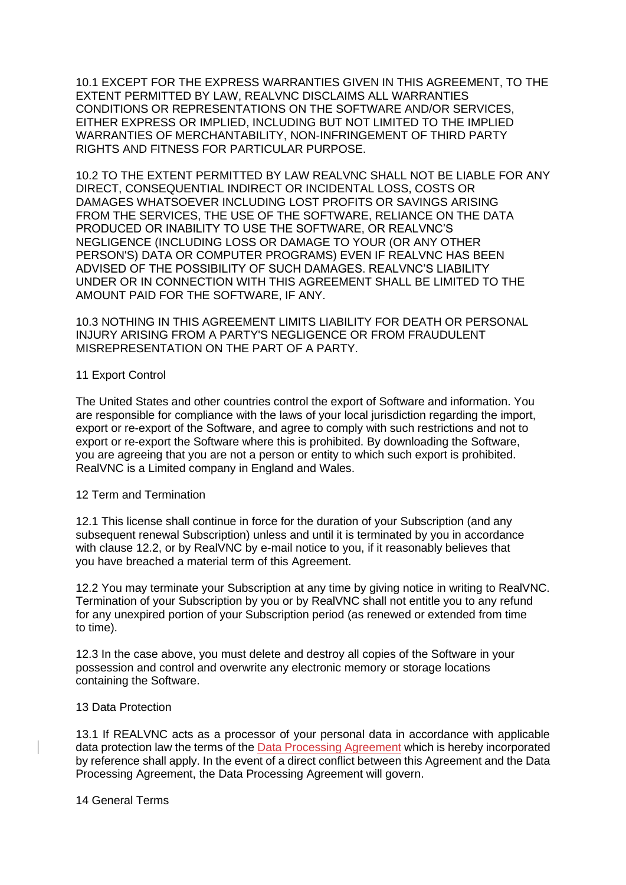10.1 EXCEPT FOR THE EXPRESS WARRANTIES GIVEN IN THIS AGREEMENT, TO THE EXTENT PERMITTED BY LAW, REALVNC DISCLAIMS ALL WARRANTIES CONDITIONS OR REPRESENTATIONS ON THE SOFTWARE AND/OR SERVICES, EITHER EXPRESS OR IMPLIED, INCLUDING BUT NOT LIMITED TO THE IMPLIED WARRANTIES OF MERCHANTABILITY, NON-INFRINGEMENT OF THIRD PARTY RIGHTS AND FITNESS FOR PARTICULAR PURPOSE.

10.2 TO THE EXTENT PERMITTED BY LAW REALVNC SHALL NOT BE LIABLE FOR ANY DIRECT, CONSEQUENTIAL INDIRECT OR INCIDENTAL LOSS, COSTS OR DAMAGES WHATSOEVER INCLUDING LOST PROFITS OR SAVINGS ARISING FROM THE SERVICES, THE USE OF THE SOFTWARE, RELIANCE ON THE DATA PRODUCED OR INABILITY TO USE THE SOFTWARE, OR REALVNC'S NEGLIGENCE (INCLUDING LOSS OR DAMAGE TO YOUR (OR ANY OTHER PERSON'S) DATA OR COMPUTER PROGRAMS) EVEN IF REALVNC HAS BEEN ADVISED OF THE POSSIBILITY OF SUCH DAMAGES. REALVNC'S LIABILITY UNDER OR IN CONNECTION WITH THIS AGREEMENT SHALL BE LIMITED TO THE AMOUNT PAID FOR THE SOFTWARE, IF ANY.

10.3 NOTHING IN THIS AGREEMENT LIMITS LIABILITY FOR DEATH OR PERSONAL INJURY ARISING FROM A PARTY'S NEGLIGENCE OR FROM FRAUDULENT MISREPRESENTATION ON THE PART OF A PARTY.

## 11 Export Control

The United States and other countries control the export of Software and information. You are responsible for compliance with the laws of your local jurisdiction regarding the import, export or re-export of the Software, and agree to comply with such restrictions and not to export or re-export the Software where this is prohibited. By downloading the Software, you are agreeing that you are not a person or entity to which such export is prohibited. RealVNC is a Limited company in England and Wales.

## 12 Term and Termination

12.1 This license shall continue in force for the duration of your Subscription (and any subsequent renewal Subscription) unless and until it is terminated by you in accordance with clause 12.2, or by RealVNC by e-mail notice to you, if it reasonably believes that you have breached a material term of this Agreement.

12.2 You may terminate your Subscription at any time by giving notice in writing to RealVNC. Termination of your Subscription by you or by RealVNC shall not entitle you to any refund for any unexpired portion of your Subscription period (as renewed or extended from time to time).

12.3 In the case above, you must delete and destroy all copies of the Software in your possession and control and overwrite any electronic memory or storage locations containing the Software.

## 13 Data Protection

13.1 If REALVNC acts as a processor of your personal data in accordance with applicable data protection law the terms of the Data Processing Agreement which is hereby incorporated by reference shall apply. In the event of a direct conflict between this Agreement and the Data Processing Agreement, the Data Processing Agreement will govern.

## 14 General Terms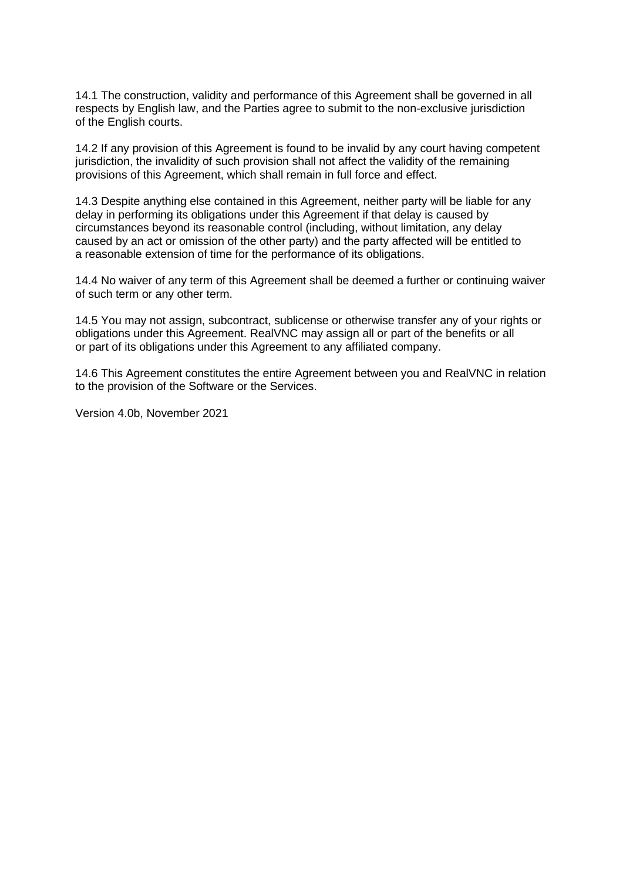14.1 The construction, validity and performance of this Agreement shall be governed in all respects by English law, and the Parties agree to submit to the non-exclusive jurisdiction of the English courts.

14.2 If any provision of this Agreement is found to be invalid by any court having competent jurisdiction, the invalidity of such provision shall not affect the validity of the remaining provisions of this Agreement, which shall remain in full force and effect.

14.3 Despite anything else contained in this Agreement, neither party will be liable for any delay in performing its obligations under this Agreement if that delay is caused by circumstances beyond its reasonable control (including, without limitation, any delay caused by an act or omission of the other party) and the party affected will be entitled to a reasonable extension of time for the performance of its obligations.

14.4 No waiver of any term of this Agreement shall be deemed a further or continuing waiver of such term or any other term.

14.5 You may not assign, subcontract, sublicense or otherwise transfer any of your rights or obligations under this Agreement. RealVNC may assign all or part of the benefits or all or part of its obligations under this Agreement to any affiliated company.

14.6 This Agreement constitutes the entire Agreement between you and RealVNC in relation to the provision of the Software or the Services.

Version 4.0b, November 2021